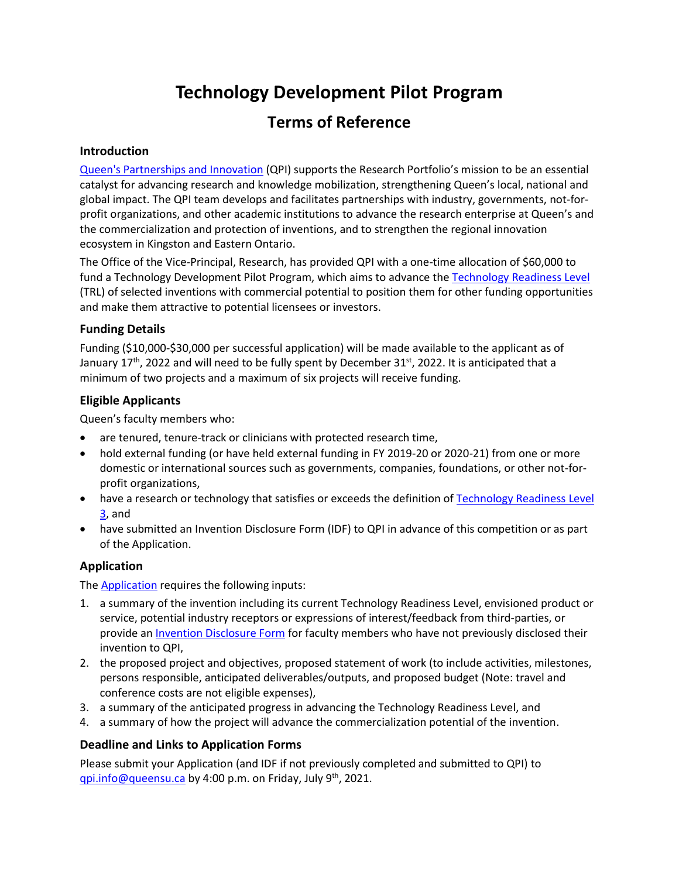# Technology Development Pilot Program

## Terms of Reference

### Introduction

[Queen's Partnerships and Innovation](#) (QPI) supports the Research Portfolio's mission to be an essential catalyst for advancing research and knowledge mobilization, strengthening Queen's local, national and global impact. The QPI team develops and facilitates partnerships with industry, governments, not-for-profit organizations, and other academic institutions to advance the research enterprise at Queen's and the commercialization and protection of inventions, and to strengthen the regional innovation ecosystem in Kingston and Eastern Ontario.

The Office of the Vice-Principal, Research, has provided QPI with a one-time allocation of $60,000 to fund a Technology Development Pilot Program, which aims to advance the [Technology Readiness Level](#) (TRL) of selected inventions with commercial potential to position them for other funding opportunities and make them attractive to potential licensees or investors.

### Funding Details

Funding ($10,000-$30,000 per successful application) will be made available to the applicant as of January 17th, 2022 and will need to be fully spent by December 31st, 2022. It is anticipated that a minimum of two projects and a maximum of six projects will receive funding.

### Eligible Applicants

Queen's faculty members who:

- are tenured, tenure-track or clinicians with protected research time,
- hold external funding (or have held external funding in FY 2019-20 or 2020-21) from one or more domestic or international sources such as governments, companies, foundations, or other not-for-profit organizations,
- have a research or technology that satisfies or exceeds the definition of [Technology Readiness Level 3](#), and
- have submitted an Invention Disclosure Form (IDF) to QPI in advance of this competition or as part of the Application.

### Application

The [Application](#) requires the following inputs:

1. a summary of the invention including its current Technology Readiness Level, envisioned product or service, potential industry receptors or expressions of interest/feedback from third-parties, or provide an [Invention Disclosure Form](#) for faculty members who have not previously disclosed their invention to QPI,
2. the proposed project and objectives, proposed statement of work (to include activities, milestones, persons responsible, anticipated deliverables/outputs, and proposed budget (Note: travel and conference costs are not eligible expenses),
3. a summary of the anticipated progress in advancing the Technology Readiness Level, and
4. a summary of how the project will advance the commercialization potential of the invention.

### Deadline and Links to Application Forms

Please submit your Application (and IDF if not previously completed and submitted to QPI) to qpi.info@queensu.ca by 4:00 p.m. on Friday, July 9th, 2021.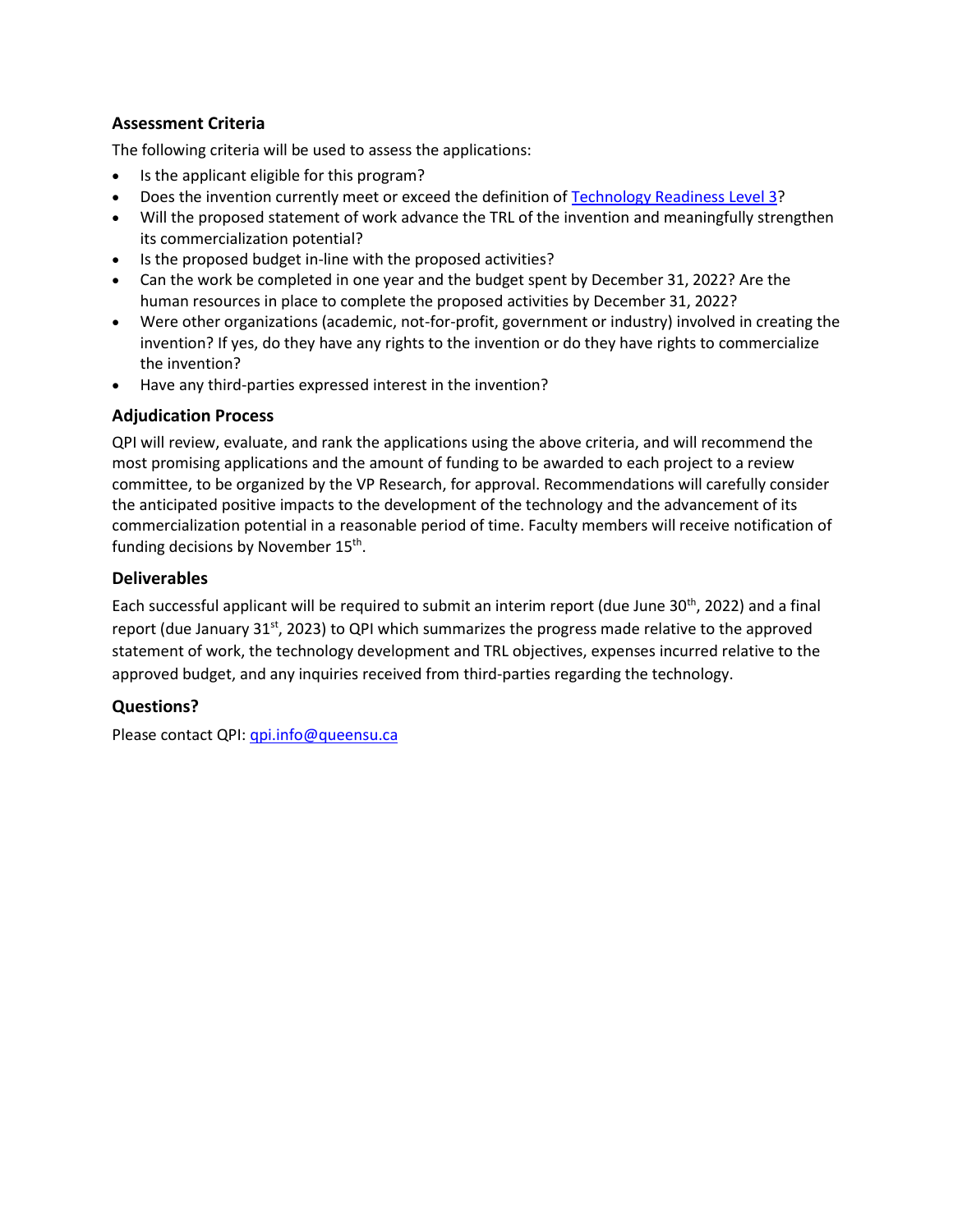### Assessment Criteria

The following criteria will be used to assess the applications:

- Is the applicant eligible for this program?
- Does the invention currently meet or exceed the definition of Technology Readiness Level 3?
- Will the proposed statement of work advance the TRL of the invention and meaningfully strengthen its commercialization potential?
- Is the proposed budget in-line with the proposed activities?
- Can the work be completed in one year and the budget spent by December 31, 2022? Are the human resources in place to complete the proposed activities by December 31, 2022?
- Were other organizations (academic, not-for-profit, government or industry) involved in creating the invention? If yes, do they have any rights to the invention or do they have rights to commercialize the invention?
- Have any third-parties expressed interest in the invention?

### Adjudication Process

QPI will review, evaluate, and rank the applications using the above criteria, and will recommend the most promising applications and the amount of funding to be awarded to each project to a review committee, to be organized by the VP Research, for approval. Recommendations will carefully consider the anticipated positive impacts to the development of the technology and the advancement of its commercialization potential in a reasonable period of time. Faculty members will receive notification of funding decisions by November 15th.

### Deliverables

Each successful applicant will be required to submit an interim report (due June 30th, 2022) and a final report (due January 31st, 2023) to QPI which summarizes the progress made relative to the approved statement of work, the technology development and TRL objectives, expenses incurred relative to the approved budget, and any inquiries received from third-parties regarding the technology.

### Questions?

Please contact QPI: qpi.info@queensu.ca